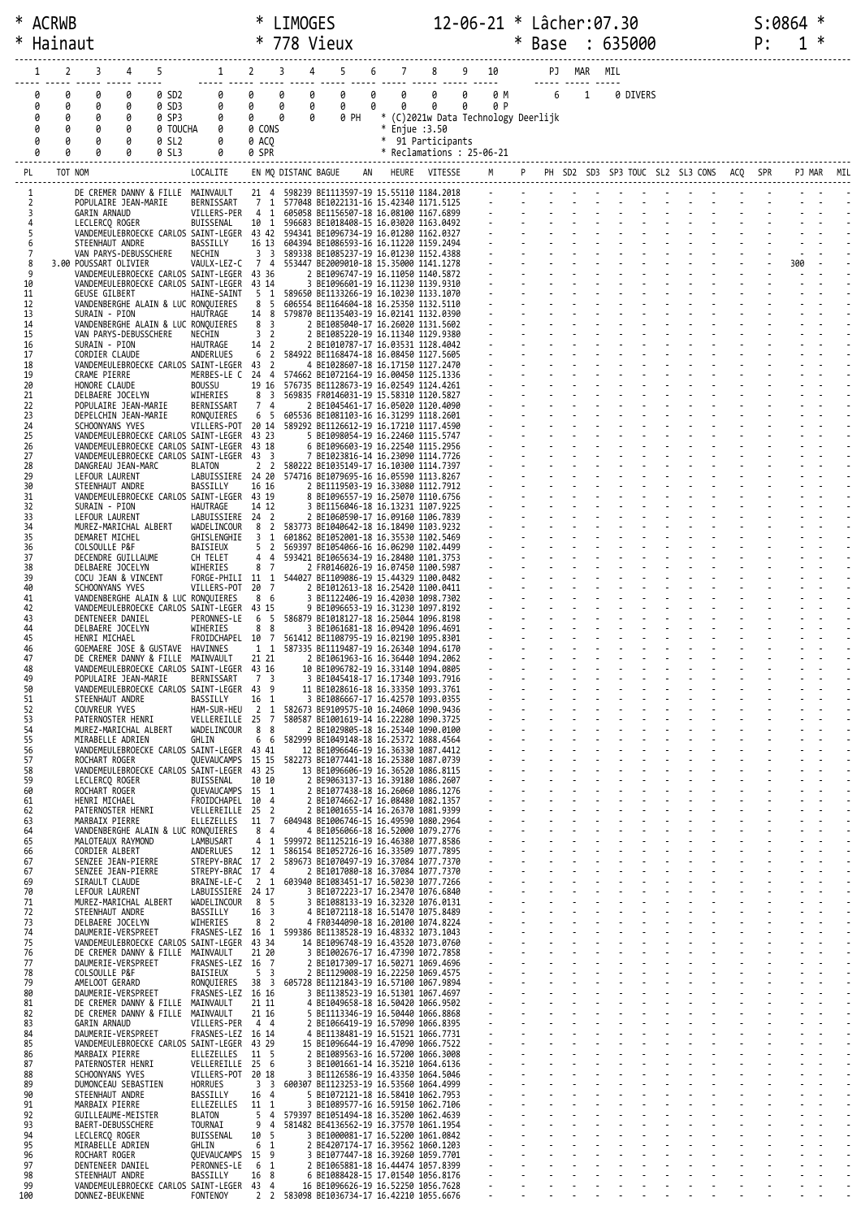```
* ACRWB                        * LIMOGES                12-06-21 * Lâcher:07.30                    S:0864 *
* Hainaut                      * 778 Vieux                       * Base  : 635000                  P:   1 *
```

| 1 | 2 | 3 | 4 | 5 |  | 1 | 2 | 3 | 4 | 5 | 6 | 7 | 8 | 9 | 10 | PJ | MAR | MIL |
|---|---|---|---|---|---|---|---|---|---|---|---|---|---|---|---|---|---|---|
| 0 | 0 | 0 | 0 | 0 | SD2 | 0 | 0 | 0 | 0 | 0 | 0 | 0 | 0 | 0 | 0 M | 6 | 1 | 0 DIVERS |
| 0 | 0 | 0 | 0 | 0 | SD3 | 0 | 0 | 0 | 0 | 0 | 0 | 0 | 0 | 0 | 0 P | | | |
| 0 | 0 | 0 | 0 | 0 | SP3 | 0 | 0 | 0 | 0 | 0 PH | | * (C)2021w Data Technology Deerlijk | | | | | | |
| 0 | 0 | 0 | 0 | 0 | TOUCHA | 0 | 0 CONS | | | | | * Enjue :3.50 | | | | | | |
| 0 | 0 | 0 | 0 | 0 | SL2 | 0 | 0 ACQ | | | | | * 91 Participants | | | | | | |
| 0 | 0 | 0 | 0 | 0 | SL3 | 0 | 0 SPR | | | | | * Reclamations : 25-06-21 | | | | | | |

| PL | TOT NOM | LOCALITE | EN MQ | DISTANC BAGUE AN | HEURE | VITESSE | PJ |
|---|---|---|---|---|---|---|---|
| 1 | DE CREMER DANNY & FILLE | MAINVAULT | 21 4 | 598239 BE1113597-19 | 15.55110 | 1184.2018 | |
| 2 | POPULAIRE JEAN-MARIE | BERNISSART | 7 1 | 577048 BE1022131-16 | 15.42340 | 1171.5125 | |
| 3 | GARIN ARNAUD | VILLERS-PER | 4 1 | 605058 BE1156507-18 | 16.08100 | 1167.6899 | |
| 4 | LECLERCQ ROGER | BUISSENAL | 10 1 | 596683 BE1018408-15 | 16.03020 | 1163.0492 | |
| 5 | VANDEMEULEBROECKE CARLOS | SAINT-LEGER | 43 42 | 594341 BE1096734-19 | 16.01280 | 1162.0327 | |
| 6 | STEENHAUT ANDRE | BASSILLY | 16 13 | 604394 BE1086593-16 | 16.11220 | 1159.2494 | |
| 7 | VAN PARYS-DEBUSSCHERE | NECHIN | 3 3 | 589338 BE1085237-19 | 16.01230 | 1152.4388 | |
| 8 | 3.00 POUSSART OLIVIER | VAULX-LEZ-C | 7 4 | 553447 BE2009010-18 | 15.35000 | 1141.1278 | 300 |
| 9 | VANDEMEULEBROECKE CARLOS | SAINT-LEGER | 43 36 | 2 BE1096747-19 | 16.11050 | 1140.5872 | |
| 10 | VANDEMEULEBROECKE CARLOS | SAINT-LEGER | 43 14 | 3 BE1096601-19 | 16.11230 | 1139.9310 | |
| 11 | GEUSE GILBERT | HAINE-SAINT | 5 1 | 589650 BE1133266-19 | 16.10230 | 1133.1070 | |
| 12 | VANDENBERGHE ALAIN & LUC | RONQUIERES | 8 5 | 606554 BE1164604-18 | 16.25350 | 1132.5110 | |
| 13 | SURAIN - PION | HAUTRAGE | 14 8 | 579870 BE1135403-19 | 16.02141 | 1132.0390 | |
| 14 | VANDENBERGHE ALAIN & LUC | RONQUIERES | 8 3 | 2 BE1085040-17 | 16.26020 | 1131.5602 | |
| 15 | VAN PARYS-DEBUSSCHERE | NECHIN | 3 2 | 2 BE1085220-19 | 16.11340 | 1129.9380 | |
| 16 | SURAIN - PION | HAUTRAGE | 14 2 | 2 BE1010787-17 | 16.03531 | 1128.4042 | |
| 17 | CORDIER CLAUDE | ANDERLUES | 6 2 | 584922 BE1168474-18 | 16.08450 | 1127.5605 | |
| 18 | VANDEMEULEBROECKE CARLOS | SAINT-LEGER | 43 2 | 4 BE1028607-18 | 16.17150 | 1127.2470 | |
| 19 | CRAME PIERRE | MERBES-LE C | 24 4 | 574662 BE1072164-19 | 16.00450 | 1125.1336 | |
| 20 | HONORE CLAUDE | BOUSSU | 19 16 | 576735 BE1128673-19 | 16.02549 | 1124.4261 | |
| 21 | DELBAERE JOCELYN | WIHERIES | 8 3 | 569835 FR0146031-19 | 15.58310 | 1120.5827 | |
| 22 | POPULAIRE JEAN-MARIE | BERNISSART | 7 4 | 2 BE1045461-17 | 16.05020 | 1120.4090 | |
| 23 | DEPELCHIN JEAN-MARIE | RONQUIERES | 6 5 | 605536 BE1081103-16 | 16.31299 | 1118.2601 | |
| 24 | SCHOONYANS YVES | VILLERS-POT | 20 14 | 589292 BE1126612-19 | 16.17210 | 1117.4590 | |
| 25 | VANDEMEULEBROECKE CARLOS | SAINT-LEGER | 43 23 | 5 BE1098054-19 | 16.22460 | 1115.5747 | |
| 26 | VANDEMEULEBROECKE CARLOS | SAINT-LEGER | 43 18 | 6 BE1096603-19 | 16.22540 | 1115.2956 | |
| 27 | VANDEMEULEBROECKE CARLOS | SAINT-LEGER | 43 3 | 7 BE1023816-14 | 16.23090 | 1114.7726 | |
| 28 | DANGREAU JEAN-MARC | BLATON | 2 2 | 580222 BE1035149-17 | 16.10300 | 1114.7397 | |
| 29 | LEFOUR LAURENT | LABUISSIERE | 24 20 | 574716 BE1072959-16 | 16.05590 | 1113.8267 | |
| 30 | STEENHAUT ANDRE | BASSILLY | 16 16 | 2 BE1119503-19 | 16.33080 | 1112.7912 | |
| 31 | VANDEMEULEBROECKE CARLOS | SAINT-LEGER | 43 19 | 8 BE1096557-19 | 16.25070 | 1110.6756 | |
| 32 | SURAIN - PION | HAUTRAGE | 14 12 | 3 BE1156046-18 | 16.13231 | 1107.9225 | |
| 33 | LEFOUR LAURENT | LABUISSIERE | 24 2 | 2 BE1060590-17 | 16.09160 | 1106.7839 | |
| 34 | MUREZ-MARICHAL ALBERT | WADELINCOUR | 8 2 | 583773 BE1040642-18 | 16.18490 | 1103.9232 | |
| 35 | DEMARET MICHEL | GHISLENGHIE | 3 1 | 601862 BE1052001-18 | 16.35530 | 1102.5469 | |
| 36 | COLSOULLE P&F | BAISIEUX | 5 2 | 569397 BE1054066-16 | 16.06290 | 1102.4499 | |
| 37 | DECENDRE GUILLAUME | CH TELET | 4 4 | 593421 BE1065634-19 | 16.28480 | 1101.3753 | |
| 38 | DELBAERE JOCELYN | WIHERIES | 8 7 | 2 FR0146026-19 | 16.07450 | 1100.5987 | |
| 39 | COCU JEAN & VINCENT | FORGE-PHILI | 11 1 | 544027 BE1109086-19 | 15.44329 | 1100.0482 | |
| 40 | SCHOONYANS YVES | VILLERS-POT | 20 7 | 2 BE1012613-18 | 16.25420 | 1100.0411 | |
| 41 | VANDENBERGHE ALAIN & LUC | RONQUIERES | 8 6 | 3 BE1122406-19 | 16.42030 | 1098.7302 | |
| 42 | VANDEMEULEBROECKE CARLOS | SAINT-LEGER | 43 15 | 9 BE1096653-19 | 16.31230 | 1097.8192 | |
| 43 | DENTENEER DANIEL | PERONNES-LE | 6 5 | 586879 BE1018127-18 | 16.25044 | 1096.8198 | |
| 44 | DELBAERE JOCELYN | WIHERIES | 8 8 | 3 BE1061681-18 | 16.09420 | 1096.4691 | |
| 45 | HENRI MICHAEL | FROIDCHAPEL | 10 7 | 561412 BE1108795-19 | 16.02190 | 1095.8301 | |
| 46 | GOEMAERE JOSE & GUSTAVE | HAVINNES | 1 1 | 587335 BE1119487-19 | 16.26340 | 1094.6170 | |
| 47 | DE CREMER DANNY & FILLE | MAINVAULT | 21 21 | 2 BE1061963-16 | 16.36440 | 1094.2062 | |
| 48 | VANDEMEULEBROECKE CARLOS | SAINT-LEGER | 43 16 | 10 BE1096782-19 | 16.33140 | 1094.0805 | |
| 49 | POPULAIRE JEAN-MARIE | BERNISSART | 7 3 | 3 BE1045418-17 | 16.17340 | 1093.7916 | |
| 50 | VANDEMEULEBROECKE CARLOS | SAINT-LEGER | 43 9 | 11 BE1028616-18 | 16.33350 | 1093.3761 | |
| 51 | STEENHAUT ANDRE | BASSILLY | 16 1 | 3 BE1086667-17 | 16.42570 | 1093.0355 | |
| 52 | COUVREUR YVES | HAM-SUR-HEU | 2 1 | 582673 BE9109575-10 | 16.24060 | 1090.9436 | |
| 53 | PATERNOSTER HENRI | VELLEREILLE | 25 7 | 580587 BE1001619-14 | 16.22280 | 1090.3725 | |
| 54 | MUREZ-MARICHAL ALBERT | WADELINCOUR | 8 8 | 2 BE1029805-18 | 16.25340 | 1090.0100 | |
| 55 | MIRABELLE ADRIEN | GHLIN | 6 6 | 582999 BE1049148-18 | 16.25372 | 1088.4564 | |
| 56 | VANDEMEULEBROECKE CARLOS | SAINT-LEGER | 43 41 | 12 BE1096646-19 | 16.36330 | 1087.4412 | |
| 57 | ROCHART ROGER | QUEVAUCAMPS | 15 15 | 582273 BE1077441-18 | 16.25380 | 1087.0739 | |
| 58 | VANDEMEULEBROECKE CARLOS | SAINT-LEGER | 43 25 | 13 BE1096606-19 | 16.36520 | 1086.8115 | |
| 59 | LECLERCQ ROGER | BUISSENAL | 10 10 | 2 BE9063137-13 | 16.39180 | 1086.2607 | |
| 60 | ROCHART ROGER | QUEVAUCAMPS | 15 1 | 2 BE1077438-18 | 16.26060 | 1086.1276 | |
| 61 | HENRI MICHAEL | FROIDCHAPEL | 10 4 | 2 BE1074662-17 | 16.08480 | 1082.1357 | |
| 62 | PATERNOSTER HENRI | VELLEREILLE | 25 2 | 2 BE1001655-14 | 16.26370 | 1081.9399 | |
| 63 | MARBAIX PIERRE | ELLEZELLES | 11 7 | 604948 BE1006746-15 | 16.49590 | 1080.2964 | |
| 64 | VANDENBERGHE ALAIN & LUC | RONQUIERES | 8 4 | 4 BE1056066-18 | 16.52000 | 1079.2776 | |
| 65 | MALOTEAUX RAYMOND | LAMBUSART | 4 1 | 599972 BE1125216-19 | 16.46380 | 1077.8586 | |
| 66 | CORDIER ALBERT | ANDERLUES | 12 1 | 586154 BE1052726-16 | 16.33509 | 1077.7895 | |
| 67 | SENZEE JEAN-PIERRE | STREPY-BRAC | 17 2 | 589673 BE1070497-19 | 16.37084 | 1077.7370 | |
| 67 | SENZEE JEAN-PIERRE | STREPY-BRAC | 17 4 | 2 BE1017080-18 | 16.37084 | 1077.7370 | |
| 69 | SIRAULT CLAUDE | BRAINE-LE-C | 2 1 | 603940 BE1083451-17 | 16.50230 | 1077.7266 | |
| 70 | LEFOUR LAURENT | LABUISSIERE | 24 17 | 3 BE1072223-17 | 16.23470 | 1076.6840 | |
| 71 | MUREZ-MARICHAL ALBERT | WADELINCOUR | 8 5 | 3 BE1088133-19 | 16.32320 | 1076.0131 | |
| 72 | STEENHAUT ANDRE | BASSILLY | 16 3 | 4 BE1072118-18 | 16.51470 | 1075.8489 | |
| 73 | DELBAERE JOCELYN | WIHERIES | 8 2 | 4 FR0344090-18 | 16.20100 | 1074.8224 | |
| 74 | DAUMERIE-VERSPREET | FRASNES-LEZ | 16 1 | 599386 BE1138528-19 | 16.48332 | 1073.1043 | |
| 75 | VANDEMEULEBROECKE CARLOS | SAINT-LEGER | 43 34 | 14 BE1096748-19 | 16.43520 | 1073.0760 | |
| 76 | DE CREMER DANNY & FILLE | MAINVAULT | 21 20 | 3 BE1002676-17 | 16.47390 | 1072.7858 | |
| 77 | DAUMERIE-VERSPREET | FRASNES-LEZ | 16 7 | 2 BE1017309-17 | 16.50271 | 1069.4696 | |
| 78 | COLSOULLE P&F | BAISIEUX | 5 3 | 2 BE1129008-19 | 16.22250 | 1069.4575 | |
| 79 | AMELOOT GERARD | RONQUIERES | 38 3 | 605728 BE1121843-19 | 16.57100 | 1067.9894 | |
| 80 | DAUMERIE-VERSPREET | FRASNES-LEZ | 16 16 | 3 BE1138523-19 | 16.51301 | 1067.4697 | |
| 81 | DE CREMER DANNY & FILLE | MAINVAULT | 21 11 | 4 BE1049658-18 | 16.50420 | 1066.9502 | |
| 82 | DE CREMER DANNY & FILLE | MAINVAULT | 21 16 | 5 BE1113346-19 | 16.50440 | 1066.8868 | |
| 83 | GARIN ARNAUD | VILLERS-PER | 4 4 | 2 BE1066419-19 | 16.57090 | 1066.8395 | |
| 84 | DAUMERIE-VERSPREET | FRASNES-LEZ | 16 14 | 4 BE1138481-19 | 16.51521 | 1066.7731 | |
| 85 | VANDEMEULEBROECKE CARLOS | SAINT-LEGER | 43 29 | 15 BE1096644-19 | 16.47090 | 1066.7522 | |
| 86 | MARBAIX PIERRE | ELLEZELLES | 11 5 | 2 BE1089563-16 | 16.57200 | 1066.3008 | |
| 87 | PATERNOSTER HENRI | VELLEREILLE | 25 6 | 3 BE1001661-14 | 16.35210 | 1064.6136 | |
| 88 | SCHOONYANS YVES | VILLERS-POT | 20 18 | 3 BE1126586-19 | 16.43350 | 1064.5046 | |
| 89 | DUMONCEAU SEBASTIEN | HORRUES | 3 3 | 600307 BE1123253-19 | 16.53560 | 1064.4999 | |
| 90 | STEENHAUT ANDRE | BASSILLY | 16 4 | 5 BE1072121-18 | 16.58410 | 1062.7953 | |
| 91 | MARBAIX PIERRE | ELLEZELLES | 11 1 | 3 BE1089577-16 | 16.59150 | 1062.7106 | |
| 92 | GUILLEAUME-MEISTER | BLATON | 5 4 | 579397 BE1051494-18 | 16.35200 | 1062.4639 | |
| 93 | BAERT-DEBUSSCHERE | TOURNAI | 9 4 | 581482 BE4136562-19 | 16.37570 | 1061.1954 | |
| 94 | LECLERCQ ROGER | BUISSENAL | 10 5 | 3 BE1000081-17 | 16.52200 | 1061.0842 | |
| 95 | MIRABELLE ADRIEN | GHLIN | 6 1 | 2 BE4207174-17 | 16.39562 | 1060.1203 | |
| 96 | ROCHART ROGER | QUEVAUCAMPS | 15 9 | 3 BE1077447-18 | 16.39260 | 1059.7701 | |
| 97 | DENTENEER DANIEL | PERONNES-LE | 6 1 | 2 BE1065881-18 | 16.44474 | 1057.8399 | |
| 98 | STEENHAUT ANDRE | BASSILLY | 16 8 | 6 BE1088428-15 | 17.01540 | 1056.8176 | |
| 99 | VANDEMEULEBROECKE CARLOS | SAINT-LEGER | 43 4 | 16 BE1096626-19 | 16.52250 | 1056.7628 | |
| 100 | DONNEZ-BEUKENNE | FONTENOY | 2 2 | 583098 BE1036734-17 | 16.42210 | 1055.6676 | |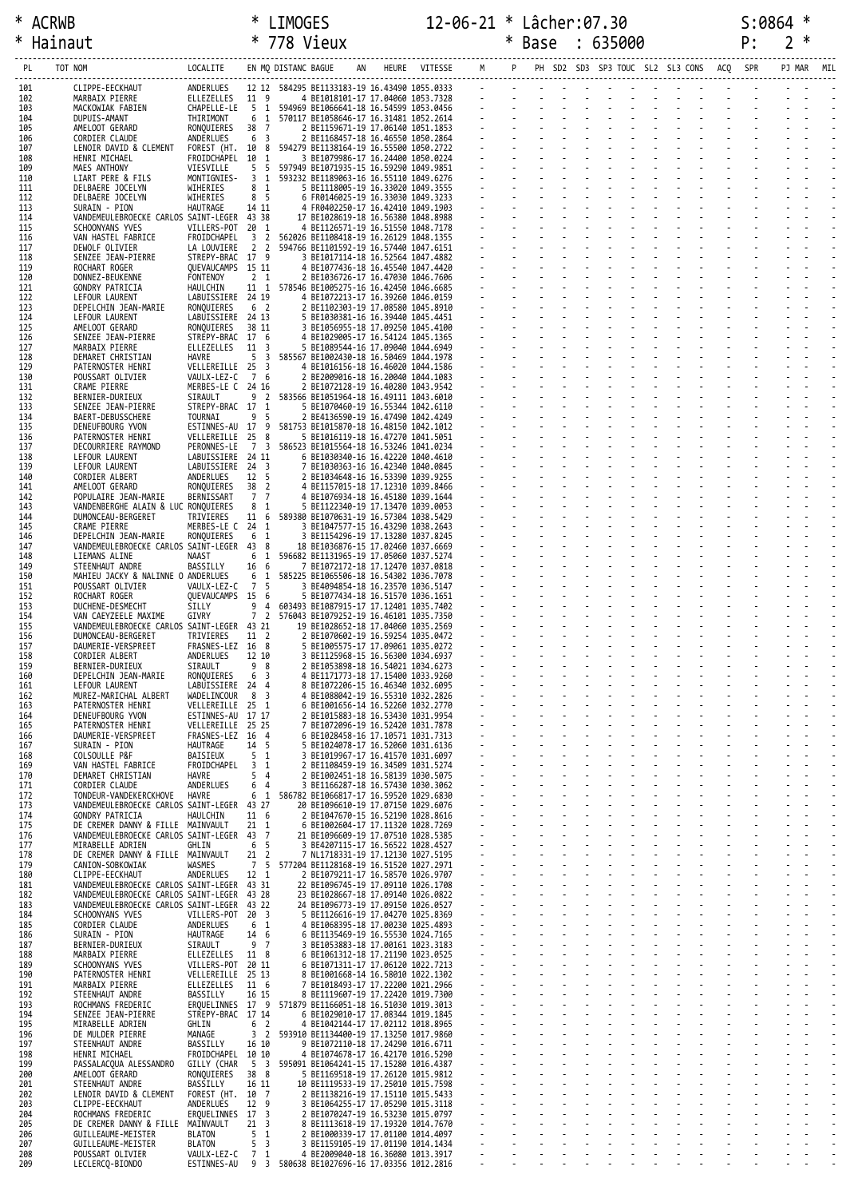* ACRWB * LIMOGES 12-06-21 * Lâcher:07.30 S:0864 *
* Hainaut * 778 Vieux * Base : 635000 P: 2 *

| PL | TOT NOM | LOCALITE | EN | MQ | DISTANC | BAGUE | AN | HEURE | VITESSE | M | P | PH | SD2 | SD3 | SP3 | TOUC | SL2 | SL3 | CONS | ACQ | SPR | PJ | MAR | MIL |
|---|---|---|---|---|---|---|---|---|---|---|---|---|---|---|---|---|---|---|---|---|---|---|---|---|
| 101 | CLIPPE-EECKHAUT | ANDERLUES | 12 | 12 | 584295 | BE1133183-19 | | 16.43490 | 1055.0333 | - | - | - | - | - | - | - | - | - | - | - | - | - | - | - |
| 102 | MARBAIX PIERRE | ELLEZELLES | 11 | 9 | | 4 BE1018101-17 | | 17.04060 | 1053.7328 | - | - | - | - | - | - | - | - | - | - | - | - | - | - | - |
| 103 | MACKOWIAK FABIEN | CHAPELLE-LE | 5 | 1 | 594969 | BE1066641-18 | | 16.54599 | 1053.0456 | - | - | - | - | - | - | - | - | - | - | - | - | - | - | - |
| 104 | DUPUIS-AMANT | THIRIMONT | 6 | 1 | 570117 | BE1058646-17 | | 16.31481 | 1052.2614 | - | - | - | - | - | - | - | - | - | - | - | - | - | - | - |
| 105 | AMELOOT GERARD | RONQUIERES | 38 | 7 | | 2 BE1159671-19 | | 17.06140 | 1051.1853 | - | - | - | - | - | - | - | - | - | - | - | - | - | - | - |
| 106 | CORDIER CLAUDE | ANDERLUES | 6 | 3 | | 2 BE1168457-18 | | 16.46550 | 1050.2864 | - | - | - | - | - | - | - | - | - | - | - | - | - | - | - |
| 107 | LENOIR DAVID & CLEMENT | FOREST (HT. | 10 | 8 | 594279 | BE1138164-19 | | 16.55500 | 1050.2722 | - | - | - | - | - | - | - | - | - | - | - | - | - | - | - |
| 108 | HENRI MICHAEL | FROIDCHAPEL | 10 | 1 | | 3 BE1079986-17 | | 16.24400 | 1050.0224 | - | - | - | - | - | - | - | - | - | - | - | - | - | - | - |
| 109 | MAES ANTHONY | VIESVILLE | 5 | 5 | 597949 | BE1071935-15 | | 16.59290 | 1049.9851 | - | - | - | - | - | - | - | - | - | - | - | - | - | - | - |
| 110 | LIART PERE & FILS | MONTIGNIES- | 3 | 1 | 593232 | BE1189063-16 | | 16.55110 | 1049.6276 | - | - | - | - | - | - | - | - | - | - | - | - | - | - | - |
| 111 | DELBAERE JOCELYN | WIHERIES | 8 | 1 | | 5 BE1118005-19 | | 16.33020 | 1049.3555 | - | - | - | - | - | - | - | - | - | - | - | - | - | - | - |
| 112 | DELBAERE JOCELYN | WIHERIES | 8 | 5 | | 6 FR0146025-19 | | 16.33030 | 1049.3233 | - | - | - | - | - | - | - | - | - | - | - | - | - | - | - |
| 113 | SURAIN - PION | HAUTRAGE | 14 | 11 | | 4 FR0402250-17 | | 16.42410 | 1049.1903 | - | - | - | - | - | - | - | - | - | - | - | - | - | - | - |
| 114 | VANDEMEULEBROECKE CARLOS | SAINT-LEGER | 43 | 38 | | 17 BE1028619-18 | | 16.56380 | 1048.8988 | - | - | - | - | - | - | - | - | - | - | - | - | - | - | - |
| 115 | SCHOONYANS YVES | VILLERS-POT | 20 | 1 | | 4 BE1126571-19 | | 16.51550 | 1048.7178 | - | - | - | - | - | - | - | - | - | - | - | - | - | - | - |
| 116 | VAN HASTEL FABRICE | FROIDCHAPEL | 3 | 2 | 562026 | BE1108418-19 | | 16.26129 | 1048.1355 | - | - | - | - | - | - | - | - | - | - | - | - | - | - | - |
| 117 | DEWOLF OLIVIER | LA LOUVIERE | 2 | 2 | 594766 | BE1101592-19 | | 16.57440 | 1047.6151 | - | - | - | - | - | - | - | - | - | - | - | - | - | - | - |
| 118 | SENZEE JEAN-PIERRE | STREPY-BRAC | 17 | 9 | | 3 BE1017114-18 | | 16.52564 | 1047.4882 | - | - | - | - | - | - | - | - | - | - | - | - | - | - | - |
| 119 | ROCHART ROGER | QUEVAUCAMPS | 15 | 11 | | 4 BE1077436-18 | | 16.45540 | 1047.4420 | - | - | - | - | - | - | - | - | - | - | - | - | - | - | - |
| 120 | DONNEZ-BEUKENNE | FONTENOY | 2 | 1 | | 2 BE1036726-17 | | 16.47030 | 1046.7606 | - | - | - | - | - | - | - | - | - | - | - | - | - | - | - |
| 121 | GONDRY PATRICIA | HAULCHIN | 11 | 1 | 578546 | BE1005275-16 | | 16.42450 | 1046.6685 | - | - | - | - | - | - | - | - | - | - | - | - | - | - | - |
| 122 | LEFOUR LAURENT | LABUISSIERE | 24 | 19 | | 4 BE1072213-17 | | 16.39260 | 1046.0159 | - | - | - | - | - | - | - | - | - | - | - | - | - | - | - |
| 123 | DEPELCHIN JEAN-MARIE | RONQUIERES | 6 | 2 | | 2 BE1102303-19 | | 17.08580 | 1045.8910 | - | - | - | - | - | - | - | - | - | - | - | - | - | - | - |
| 124 | LEFOUR LAURENT | LABUISSIERE | 24 | 13 | | 5 BE1030381-16 | | 16.39440 | 1045.4451 | - | - | - | - | - | - | - | - | - | - | - | - | - | - | - |
| 125 | AMELOOT GERARD | RONQUIERES | 38 | 11 | | 3 BE1056955-18 | | 17.09250 | 1045.4100 | - | - | - | - | - | - | - | - | - | - | - | - | - | - | - |
| 126 | SENZEE JEAN-PIERRE | STREPY-BRAC | 17 | 6 | | 4 BE1029005-17 | | 16.54124 | 1045.1365 | - | - | - | - | - | - | - | - | - | - | - | - | - | - | - |
| 127 | MARBAIX PIERRE | ELLEZELLES | 11 | 3 | | 5 BE1089544-16 | | 17.09040 | 1044.6949 | - | - | - | - | - | - | - | - | - | - | - | - | - | - | - |
| 128 | DEMARET CHRISTIAN | HAVRE | 5 | 3 | 585567 | BE1002430-18 | | 16.50469 | 1044.1978 | - | - | - | - | - | - | - | - | - | - | - | - | - | - | - |
| 129 | PATERNOSTER HENRI | VELLEREILLE | 25 | 3 | | 4 BE1016156-18 | | 16.46020 | 1044.1586 | - | - | - | - | - | - | - | - | - | - | - | - | - | - | - |
| 130 | POUSSART OLIVIER | VAULX-LEZ-C | 7 | 6 | | 2 BE2009016-18 | | 16.20040 | 1044.1083 | - | - | - | - | - | - | - | - | - | - | - | - | - | - | - |
| 131 | CRAME PIERRE | MERBES-LE C | 24 | 16 | | 2 BE1072128-19 | | 16.40280 | 1043.9542 | - | - | - | - | - | - | - | - | - | - | - | - | - | - | - |
| 132 | BERNIER-DURIEUX | SIRAULT | 9 | 2 | 583566 | BE1051964-18 | | 16.49111 | 1043.6010 | - | - | - | - | - | - | - | - | - | - | - | - | - | - | - |
| 133 | SENZEE JEAN-PIERRE | STREPY-BRAC | 17 | 1 | | 5 BE1070460-19 | | 16.55344 | 1042.6110 | - | - | - | - | - | - | - | - | - | - | - | - | - | - | - |
| 134 | BAERT-DEBUSSCHERE | TOURNAI | 9 | 5 | | 2 BE4136590-19 | | 16.47490 | 1042.4249 | - | - | - | - | - | - | - | - | - | - | - | - | - | - | - |
| 135 | DENEUFBOURG YVON | ESTINNES-AU | 17 | 9 | 581753 | BE1015870-18 | | 16.48150 | 1042.1012 | - | - | - | - | - | - | - | - | - | - | - | - | - | - | - |
| 136 | PATERNOSTER HENRI | VELLEREILLE | 25 | 8 | | 5 BE1016119-18 | | 16.47270 | 1041.5051 | - | - | - | - | - | - | - | - | - | - | - | - | - | - | - |
| 137 | DECOURRIERE RAYMOND | PERONNES-LE | 7 | 3 | 586523 | BE1015564-18 | | 16.53246 | 1041.0234 | - | - | - | - | - | - | - | - | - | - | - | - | - | - | - |
| 138 | LEFOUR LAURENT | LABUISSIERE | 24 | 11 | | 6 BE1030340-16 | | 16.42220 | 1040.4610 | - | - | - | - | - | - | - | - | - | - | - | - | - | - | - |
| 139 | LEFOUR LAURENT | LABUISSIERE | 24 | 3 | | 7 BE1030363-16 | | 16.42340 | 1040.0845 | - | - | - | - | - | - | - | - | - | - | - | - | - | - | - |
| 140 | CORDIER ALBERT | ANDERLUES | 12 | 5 | | 2 BE1034648-16 | | 16.53390 | 1039.9255 | - | - | - | - | - | - | - | - | - | - | - | - | - | - | - |
| 141 | AMELOOT GERARD | RONQUIERES | 38 | 2 | | 4 BE1157015-18 | | 17.12310 | 1039.8466 | - | - | - | - | - | - | - | - | - | - | - | - | - | - | - |
| 142 | POPULAIRE JEAN-MARIE | BERNISSART | 7 | 7 | | 4 BE1076934-18 | | 16.45180 | 1039.1644 | - | - | - | - | - | - | - | - | - | - | - | - | - | - | - |
| 143 | VANDENBERGHE ALAIN & LUC | RONQUIERES | 8 | 1 | | 5 BE1122340-19 | | 17.13470 | 1039.0053 | - | - | - | - | - | - | - | - | - | - | - | - | - | - | - |
| 144 | DUMONCEAU-BERGERET | TRIVIERES | 11 | 6 | 589380 | BE1070631-19 | | 16.57304 | 1038.5429 | - | - | - | - | - | - | - | - | - | - | - | - | - | - | - |
| 145 | CRAME PIERRE | MERBES-LE C | 24 | 1 | | 3 BE1047577-15 | | 16.43290 | 1038.2643 | - | - | - | - | - | - | - | - | - | - | - | - | - | - | - |
| 146 | DEPELCHIN JEAN-MARIE | RONQUIERES | 6 | 1 | | 3 BE1154296-19 | | 17.13280 | 1037.8245 | - | - | - | - | - | - | - | - | - | - | - | - | - | - | - |
| 147 | VANDEMEULEBROECKE CARLOS | SAINT-LEGER | 43 | 8 | | 18 BE1036876-15 | | 17.02460 | 1037.6669 | - | - | - | - | - | - | - | - | - | - | - | - | - | - | - |
| 148 | LIEMANS ALINE | NAAST | 6 | 1 | 596682 | BE1131965-19 | | 17.05060 | 1037.5274 | - | - | - | - | - | - | - | - | - | - | - | - | - | - | - |
| 149 | STEENHAUT ANDRE | BASSILLY | 16 | 6 | | 7 BE1072172-18 | | 17.12470 | 1037.0818 | - | - | - | - | - | - | - | - | - | - | - | - | - | - | - |
| 150 | MAHIEU JACKY & NALINNE O | ANDERLUES | 6 | 1 | 585225 | BE1065506-18 | | 16.54302 | 1036.7078 | - | - | - | - | - | - | - | - | - | - | - | - | - | - | - |
| 151 | POUSSART OLIVIER | VAULX-LEZ-C | 7 | 5 | | 3 BE4094854-18 | | 16.23570 | 1036.5147 | - | - | - | - | - | - | - | - | - | - | - | - | - | - | - |
| 152 | ROCHART ROGER | QUEVAUCAMPS | 15 | 6 | | 5 BE1077434-18 | | 16.51570 | 1036.1651 | - | - | - | - | - | - | - | - | - | - | - | - | - | - | - |
| 153 | DUCHENE-DESMECHT | SILLY | 9 | 4 | 603493 | BE1087915-17 | | 17.12401 | 1035.7402 | - | - | - | - | - | - | - | - | - | - | - | - | - | - | - |
| 154 | VAN CAEYZEELE MAXIME | GIVRY | 7 | 2 | 576043 | BE1079252-19 | | 16.46101 | 1035.7350 | - | - | - | - | - | - | - | - | - | - | - | - | - | - | - |
| 155 | VANDEMEULEBROECKE CARLOS | SAINT-LEGER | 43 | 21 | | 19 BE1028652-18 | | 17.04060 | 1035.2569 | - | - | - | - | - | - | - | - | - | - | - | - | - | - | - |
| 156 | DUMONCEAU-BERGERET | TRIVIERES | 11 | 2 | | 2 BE1070602-19 | | 16.59254 | 1035.0472 | - | - | - | - | - | - | - | - | - | - | - | - | - | - | - |
| 157 | DAUMERIE-VERSPREET | FRASNES-LEZ | 16 | 8 | | 5 BE1005575-17 | | 17.09061 | 1035.0272 | - | - | - | - | - | - | - | - | - | - | - | - | - | - | - |
| 158 | CORDIER ALBERT | ANDERLUES | 12 | 10 | | 3 BE1125968-15 | | 16.56300 | 1034.6937 | - | - | - | - | - | - | - | - | - | - | - | - | - | - | - |
| 159 | BERNIER-DURIEUX | SIRAULT | 9 | 8 | | 2 BE1053898-18 | | 16.54021 | 1034.6273 | - | - | - | - | - | - | - | - | - | - | - | - | - | - | - |
| 160 | DEPELCHIN JEAN-MARIE | RONQUIERES | 6 | 3 | | 4 BE1171773-18 | | 17.15400 | 1033.9260 | - | - | - | - | - | - | - | - | - | - | - | - | - | - | - |
| 161 | LEFOUR LAURENT | LABUISSIERE | 24 | 4 | | 8 BE1072206-15 | | 16.46340 | 1032.6095 | - | - | - | - | - | - | - | - | - | - | - | - | - | - | - |
| 162 | MUREZ-MARICHAL ALBERT | WADELINCOUR | 8 | 3 | | 4 BE1088042-19 | | 16.55310 | 1032.2826 | - | - | - | - | - | - | - | - | - | - | - | - | - | - | - |
| 163 | PATERNOSTER HENRI | VELLEREILLE | 25 | 1 | | 6 BE1001656-14 | | 16.52260 | 1032.2770 | - | - | - | - | - | - | - | - | - | - | - | - | - | - | - |
| 164 | DENEUFBOURG YVON | ESTINNES-AU | 17 | 17 | | 2 BE1015883-18 | | 16.53430 | 1031.9954 | - | - | - | - | - | - | - | - | - | - | - | - | - | - | - |
| 165 | PATERNOSTER HENRI | VELLEREILLE | 25 | 25 | | 7 BE1072096-19 | | 16.52420 | 1031.7878 | - | - | - | - | - | - | - | - | - | - | - | - | - | - | - |
| 166 | DAUMERIE-VERSPREET | FRASNES-LEZ | 16 | 4 | | 6 BE1028458-16 | | 17.10571 | 1031.7313 | - | - | - | - | - | - | - | - | - | - | - | - | - | - | - |
| 167 | SURAIN - PION | HAUTRAGE | 14 | 5 | | 5 BE1024078-17 | | 16.52060 | 1031.6136 | - | - | - | - | - | - | - | - | - | - | - | - | - | - | - |
| 168 | COLSOULLE P&F | BAISIEUX | 5 | 1 | | 3 BE1019967-17 | | 16.41570 | 1031.6097 | - | - | - | - | - | - | - | - | - | - | - | - | - | - | - |
| 169 | VAN HASTEL FABRICE | FROIDCHAPEL | 3 | 1 | | 2 BE1108459-19 | | 16.34509 | 1031.5274 | - | - | - | - | - | - | - | - | - | - | - | - | - | - | - |
| 170 | DEMARET CHRISTIAN | HAVRE | 5 | 4 | | 2 BE1002451-18 | | 16.58139 | 1030.5075 | - | - | - | - | - | - | - | - | - | - | - | - | - | - | - |
| 171 | CORDIER CLAUDE | ANDERLUES | 6 | 4 | | 3 BE1166287-18 | | 16.57430 | 1030.3062 | - | - | - | - | - | - | - | - | - | - | - | - | - | - | - |
| 172 | TONDEUR-VANDEKERCKHOVE | HAVRE | 6 | 1 | 586782 | BE1066817-17 | | 16.59520 | 1029.6830 | - | - | - | - | - | - | - | - | - | - | - | - | - | - | - |
| 173 | VANDEMEULEBROECKE CARLOS | SAINT-LEGER | 43 | 27 | | 20 BE1096610-19 | | 17.07150 | 1029.6076 | - | - | - | - | - | - | - | - | - | - | - | - | - | - | - |
| 174 | GONDRY PATRICIA | HAULCHIN | 11 | 6 | | 2 BE1047670-15 | | 16.52190 | 1028.8616 | - | - | - | - | - | - | - | - | - | - | - | - | - | - | - |
| 175 | DE CREMER DANNY & FILLE | MAINVAULT | 21 | 1 | | 6 BE1002604-17 | | 17.11320 | 1028.7269 | - | - | - | - | - | - | - | - | - | - | - | - | - | - | - |
| 176 | VANDEMEULEBROECKE CARLOS | SAINT-LEGER | 43 | 7 | | 21 BE1096609-19 | | 17.07510 | 1028.5385 | - | - | - | - | - | - | - | - | - | - | - | - | - | - | - |
| 177 | MIRABELLE ADRIEN | GHLIN | 6 | 5 | | 3 BE4207115-17 | | 16.56522 | 1028.4527 | - | - | - | - | - | - | - | - | - | - | - | - | - | - | - |
| 178 | DE CREMER DANNY & FILLE | MAINVAULT | 21 | 2 | | 7 NL1718331-19 | | 17.12130 | 1027.5195 | - | - | - | - | - | - | - | - | - | - | - | - | - | - | - |
| 179 | CANION-SOBKOWIAK | WASMES | 7 | 5 | 577204 | BE1128168-19 | | 16.51520 | 1027.2971 | - | - | - | - | - | - | - | - | - | - | - | - | - | - | - |
| 180 | CLIPPE-EECKHAUT | ANDERLUES | 12 | 1 | | 2 BE1079211-17 | | 16.58570 | 1026.9707 | - | - | - | - | - | - | - | - | - | - | - | - | - | - | - |
| 181 | VANDEMEULEBROECKE CARLOS | SAINT-LEGER | 43 | 31 | | 22 BE1096745-19 | | 17.09110 | 1026.1708 | - | - | - | - | - | - | - | - | - | - | - | - | - | - | - |
| 182 | VANDEMEULEBROECKE CARLOS | SAINT-LEGER | 43 | 28 | | 23 BE1028667-18 | | 17.09140 | 1026.0822 | - | - | - | - | - | - | - | - | - | - | - | - | - | - | - |
| 183 | VANDEMEULEBROECKE CARLOS | SAINT-LEGER | 43 | 22 | | 24 BE1096773-19 | | 17.09150 | 1026.0527 | - | - | - | - | - | - | - | - | - | - | - | - | - | - | - |
| 184 | SCHOONYANS YVES | VILLERS-POT | 20 | 3 | | 5 BE1126616-19 | | 17.04270 | 1025.8369 | - | - | - | - | - | - | - | - | - | - | - | - | - | - | - |
| 185 | CORDIER CLAUDE | ANDERLUES | 6 | 1 | | 4 BE1068395-18 | | 17.00230 | 1025.4893 | - | - | - | - | - | - | - | - | - | - | - | - | - | - | - |
| 186 | SURAIN - PION | HAUTRAGE | 14 | 6 | | 6 BE1135469-19 | | 16.55530 | 1024.7165 | - | - | - | - | - | - | - | - | - | - | - | - | - | - | - |
| 187 | BERNIER-DURIEUX | SIRAULT | 9 | 7 | | 3 BE1053883-18 | | 17.00161 | 1023.3183 | - | - | - | - | - | - | - | - | - | - | - | - | - | - | - |
| 188 | MARBAIX PIERRE | ELLEZELLES | 11 | 8 | | 6 BE1061312-18 | | 17.21190 | 1023.0525 | - | - | - | - | - | - | - | - | - | - | - | - | - | - | - |
| 189 | SCHOONYANS YVES | VILLERS-POT | 20 | 11 | | 6 BE1071311-17 | | 17.06120 | 1022.7213 | - | - | - | - | - | - | - | - | - | - | - | - | - | - | - |
| 190 | PATERNOSTER HENRI | VELLEREILLE | 25 | 13 | | 8 BE1001668-14 | | 16.58010 | 1022.1302 | - | - | - | - | - | - | - | - | - | - | - | - | - | - | - |
| 191 | MARBAIX PIERRE | ELLEZELLES | 11 | 6 | | 7 BE1018493-17 | | 17.22200 | 1021.2966 | - | - | - | - | - | - | - | - | - | - | - | - | - | - | - |
| 192 | STEENHAUT ANDRE | BASSILLY | 16 | 15 | | 8 BE1119607-19 | | 17.22420 | 1019.7300 | - | - | - | - | - | - | - | - | - | - | - | - | - | - | - |
| 193 | ROCHMANS FREDERIC | ERQUELINNES | 17 | 9 | 571879 | BE1166051-18 | | 16.51030 | 1019.3013 | - | - | - | - | - | - | - | - | - | - | - | - | - | - | - |
| 194 | SENZEE JEAN-PIERRE | STREPY-BRAC | 17 | 14 | | 6 BE1029010-17 | | 17.08344 | 1019.1845 | - | - | - | - | - | - | - | - | - | - | - | - | - | - | - |
| 195 | MIRABELLE ADRIEN | GHLIN | 6 | 2 | | 4 BE1042144-17 | | 17.02112 | 1018.8965 | - | - | - | - | - | - | - | - | - | - | - | - | - | - | - |
| 196 | DE MULDER PIERRE | MANAGE | 3 | 2 | 593910 | BE1134400-19 | | 17.13250 | 1017.9860 | - | - | - | - | - | - | - | - | - | - | - | - | - | - | - |
| 197 | STEENHAUT ANDRE | BASSILLY | 16 | 10 | | 9 BE1072110-18 | | 17.24290 | 1016.6711 | - | - | - | - | - | - | - | - | - | - | - | - | - | - | - |
| 198 | HENRI MICHAEL | FROIDCHAPEL | 10 | 10 | | 4 BE1074678-17 | | 16.42170 | 1016.5290 | - | - | - | - | - | - | - | - | - | - | - | - | - | - | - |
| 199 | PASSALACQUA ALESSANDRO | GILLY (CHAR | 5 | 3 | 595091 | BE1064241-15 | | 17.15280 | 1016.4387 | - | - | - | - | - | - | - | - | - | - | - | - | - | - | - |
| 200 | AMELOOT GERARD | RONQUIERES | 38 | 8 | | 5 BE1169518-19 | | 17.26120 | 1015.9812 | - | - | - | - | - | - | - | - | - | - | - | - | - | - | - |
| 201 | STEENHAUT ANDRE | BASSILLY | 16 | 11 | | 10 BE1119533-19 | | 17.25010 | 1015.7598 | - | - | - | - | - | - | - | - | - | - | - | - | - | - | - |
| 202 | LENOIR DAVID & CLEMENT | FOREST (HT. | 10 | 7 | | 2 BE1138216-19 | | 17.15110 | 1015.5433 | - | - | - | - | - | - | - | - | - | - | - | - | - | - | - |
| 203 | CLIPPE-EECKHAUT | ANDERLUES | 12 | 9 | | 3 BE1064255-17 | | 17.05290 | 1015.3118 | - | - | - | - | - | - | - | - | - | - | - | - | - | - | - |
| 204 | ROCHMANS FREDERIC | ERQUELINNES | 17 | 3 | | 2 BE1070247-19 | | 16.53230 | 1015.0797 | - | - | - | - | - | - | - | - | - | - | - | - | - | - | - |
| 205 | DE CREMER DANNY & FILLE | MAINVAULT | 21 | 3 | | 8 BE1113618-19 | | 17.19320 | 1014.7670 | - | - | - | - | - | - | - | - | - | - | - | - | - | - | - |
| 206 | GUILLEAUME-MEISTER | BLATON | 5 | 1 | | 2 BE1000339-17 | | 17.01100 | 1014.4097 | - | - | - | - | - | - | - | - | - | - | - | - | - | - | - |
| 207 | GUILLEAUME-MEISTER | BLATON | 5 | 3 | | 3 BE1159105-19 | | 17.01190 | 1014.1434 | - | - | - | - | - | - | - | - | - | - | - | - | - | - | - |
| 208 | POUSSART OLIVIER | VAULX-LEZ-C | 7 | 1 | | 4 BE2009040-18 | | 16.36080 | 1013.3917 | - | - | - | - | - | - | - | - | - | - | - | - | - | - | - |
| 209 | LECLERCQ-BIONDO | ESTINNES-AU | 9 | 3 | 580638 | BE1027696-16 | | 17.03356 | 1012.2816 | - | - | - | - | - | - | - | - | - | - | - | - | - | - | - |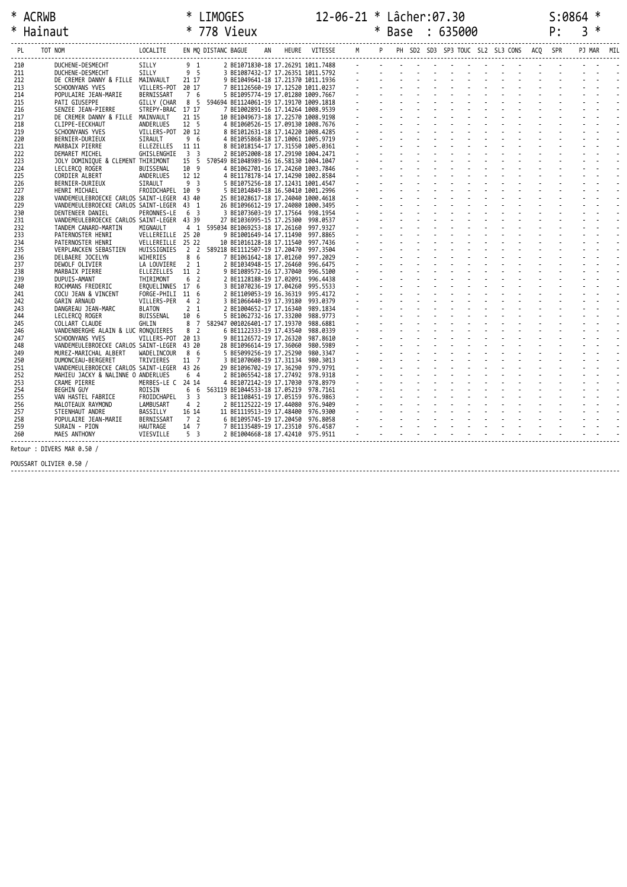\* ACRWB \* LIMOGES 12-06-21 \* Lâcher:07.30 S:0864 \*
\* Hainaut \* 778 Vieux \* Base : 635000 P: 3 \*

| PL | TOT NOM | LOCALITE | EN | MQ | DISTANC | BAGUE | AN | HEURE | VITESSE | M | P | PH | SD2 | SD3 | SP3 | TOUC | SL2 | SL3 | CONS | ACQ | SPR | PJ | MAR | MIL |
|---|---|---|---|---|---|---|---|---|---|---|---|---|---|---|---|---|---|---|---|---|---|---|---|---|
| 210 | DUCHENE-DESMECHT | SILLY | 9 | 1 | | 2 BE1071830-18 | | 17.26291 | 1011.7488 | - | - | - | - | - | - | - | - | - | - | - | - | - | - | - |
| 211 | DUCHENE-DESMECHT | SILLY | 9 | 5 | | 3 BE1087432-17 | | 17.26351 | 1011.5792 | - | - | - | - | - | - | - | - | - | - | - | - | - | - | - |
| 212 | DE CREMER DANNY & FILLE | MAINVAULT | 21 | 17 | | 9 BE1049641-18 | | 17.21370 | 1011.1936 | - | - | - | - | - | - | - | - | - | - | - | - | - | - | - |
| 213 | SCHOONYANS YVES | VILLERS-POT | 20 | 17 | | 7 BE1126560-19 | | 17.12520 | 1011.0237 | - | - | - | - | - | - | - | - | - | - | - | - | - | - | - |
| 214 | POPULAIRE JEAN-MARIE | BERNISSART | 7 | 6 | | 5 BE1095774-19 | | 17.01280 | 1009.7667 | - | - | - | - | - | - | - | - | - | - | - | - | - | - | - |
| 215 | PATI GIUSEPPE | GILLY (CHAR | 8 | 5 | 594694 | BE1124061-19 | | 17.19170 | 1009.1818 | - | - | - | - | - | - | - | - | - | - | - | - | - | - | - |
| 216 | SENZEE JEAN-PIERRE | STREPY-BRAC | 17 | 17 | | 7 BE1002891-16 | | 17.14264 | 1008.9539 | - | - | - | - | - | - | - | - | - | - | - | - | - | - | - |
| 217 | DE CREMER DANNY & FILLE | MAINVAULT | 21 | 15 | | 10 BE1049673-18 | | 17.22570 | 1008.9198 | - | - | - | - | - | - | - | - | - | - | - | - | - | - | - |
| 218 | CLIPPE-EECKHAUT | ANDERLUES | 12 | 5 | | 4 BE1060526-15 | | 17.09130 | 1008.7676 | - | - | - | - | - | - | - | - | - | - | - | - | - | - | - |
| 219 | SCHOONYANS YVES | VILLERS-POT | 20 | 12 | | 8 BE1012631-18 | | 17.14220 | 1008.4285 | - | - | - | - | - | - | - | - | - | - | - | - | - | - | - |
| 220 | BERNIER-DURIEUX | SIRAULT | 9 | 6 | | 4 BE1055868-18 | | 17.10061 | 1005.9719 | - | - | - | - | - | - | - | - | - | - | - | - | - | - | - |
| 221 | MARBAIX PIERRE | ELLEZELLES | 11 | 11 | | 8 BE1018154-17 | | 17.31550 | 1005.0361 | - | - | - | - | - | - | - | - | - | - | - | - | - | - | - |
| 222 | DEMARET MICHEL | GHISLENGHIE | 3 | 3 | | 2 BE1052008-18 | | 17.29190 | 1004.2471 | - | - | - | - | - | - | - | - | - | - | - | - | - | - | - |
| 223 | JOLY DOMINIQUE & CLEMENT | THIRIMONT | 15 | 5 | 570549 | BE1048989-16 | | 16.58130 | 1004.1047 | - | - | - | - | - | - | - | - | - | - | - | - | - | - | - |
| 224 | LECLERCQ ROGER | BUISSENAL | 10 | 9 | | 4 BE1062701-16 | | 17.24260 | 1003.7846 | - | - | - | - | - | - | - | - | - | - | - | - | - | - | - |
| 225 | CORDIER ALBERT | ANDERLUES | 12 | 12 | | 4 BE1178178-14 | | 17.14290 | 1002.8584 | - | - | - | - | - | - | - | - | - | - | - | - | - | - | - |
| 226 | BERNIER-DURIEUX | SIRAULT | 9 | 3 | | 5 BE1075256-18 | | 17.12431 | 1001.4547 | - | - | - | - | - | - | - | - | - | - | - | - | - | - | - |
| 227 | HENRI MICHAEL | FROIDCHAPEL | 10 | 9 | | 5 BE1014849-18 | | 16.50410 | 1001.2996 | - | - | - | - | - | - | - | - | - | - | - | - | - | - | - |
| 228 | VANDEMEULEBROECKE CARLOS | SAINT-LEGER | 43 | 40 | | 25 BE1028617-18 | | 17.24040 | 1000.4618 | - | - | - | - | - | - | - | - | - | - | - | - | - | - | - |
| 229 | VANDEMEULEBROECKE CARLOS | SAINT-LEGER | 43 | 1 | | 26 BE1096612-19 | | 17.24080 | 1000.3495 | - | - | - | - | - | - | - | - | - | - | - | - | - | - | - |
| 230 | DENTENEER DANIEL | PERONNES-LE | 6 | 3 | | 3 BE1073603-19 | | 17.17564 | 998.1954 | - | - | - | - | - | - | - | - | - | - | - | - | - | - | - |
| 231 | VANDEMEULEBROECKE CARLOS | SAINT-LEGER | 43 | 39 | | 27 BE1036995-15 | | 17.25300 | 998.0537 | - | - | - | - | - | - | - | - | - | - | - | - | - | - | - |
| 232 | TANDEM CANARD-MARTIN | MIGNAULT | 4 | 1 | 595034 | BE1069253-18 | | 17.26160 | 997.9327 | - | - | - | - | - | - | - | - | - | - | - | - | - | - | - |
| 233 | PATERNOSTER HENRI | VELLEREILLE | 25 | 20 | | 9 BE1001649-14 | | 17.11490 | 997.8865 | - | - | - | - | - | - | - | - | - | - | - | - | - | - | - |
| 234 | PATERNOSTER HENRI | VELLEREILLE | 25 | 22 | | 10 BE1016128-18 | | 17.11540 | 997.7436 | - | - | - | - | - | - | - | - | - | - | - | - | - | - | - |
| 235 | VERPLANCKEN SEBASTIEN | HUISSIGNIES | 2 | 2 | 589218 | BE1112507-19 | | 17.20470 | 997.3504 | - | - | - | - | - | - | - | - | - | - | - | - | - | - | - |
| 236 | DELBAERE JOCELYN | WIHERIES | 8 | 6 | | 7 BE1061642-18 | | 17.01260 | 997.2029 | - | - | - | - | - | - | - | - | - | - | - | - | - | - | - |
| 237 | DEWOLF OLIVIER | LA LOUVIERE | 2 | 1 | | 2 BE1034948-15 | | 17.26460 | 996.6475 | - | - | - | - | - | - | - | - | - | - | - | - | - | - | - |
| 238 | MARBAIX PIERRE | ELLEZELLES | 11 | 2 | | 9 BE1089572-16 | | 17.37040 | 996.5100 | - | - | - | - | - | - | - | - | - | - | - | - | - | - | - |
| 239 | DUPUIS-AMANT | THIRIMONT | 6 | 2 | | 2 BE1128188-19 | | 17.02091 | 996.4438 | - | - | - | - | - | - | - | - | - | - | - | - | - | - | - |
| 240 | ROCHMANS FREDERIC | ERQUELINNES | 17 | 6 | | 3 BE1070236-19 | | 17.04260 | 995.5533 | - | - | - | - | - | - | - | - | - | - | - | - | - | - | - |
| 241 | COCU JEAN & VINCENT | FORGE-PHILI | 11 | 6 | | 2 BE1109053-19 | | 16.36319 | 995.4172 | - | - | - | - | - | - | - | - | - | - | - | - | - | - | - |
| 242 | GARIN ARNAUD | VILLERS-PER | 4 | 2 | | 3 BE1066440-19 | | 17.39180 | 993.0379 | - | - | - | - | - | - | - | - | - | - | - | - | - | - | - |
| 243 | DANGREAU JEAN-MARC | BLATON | 2 | 1 | | 2 BE1004652-17 | | 17.16340 | 989.1834 | - | - | - | - | - | - | - | - | - | - | - | - | - | - | - |
| 244 | LECLERCQ ROGER | BUISSENAL | 10 | 6 | | 5 BE1062732-16 | | 17.33200 | 988.9773 | - | - | - | - | - | - | - | - | - | - | - | - | - | - | - |
| 245 | COLLART CLAUDE | GHLIN | 8 | 7 | 582947 | 001026401-17 | | 17.19370 | 988.6881 | - | - | - | - | - | - | - | - | - | - | - | - | - | - | - |
| 246 | VANDENBERGHE ALAIN & LUC | RONQUIERES | 8 | 2 | | 6 BE1122333-19 | | 17.43540 | 988.0339 | - | - | - | - | - | - | - | - | - | - | - | - | - | - | - |
| 247 | SCHOONYANS YVES | VILLERS-POT | 20 | 13 | | 9 BE1126572-19 | | 17.26320 | 987.8610 | - | - | - | - | - | - | - | - | - | - | - | - | - | - | - |
| 248 | VANDEMEULEBROECKE CARLOS | SAINT-LEGER | 43 | 20 | | 28 BE1096614-19 | | 17.36060 | 980.5989 | - | - | - | - | - | - | - | - | - | - | - | - | - | - | - |
| 249 | MUREZ-MARICHAL ALBERT | WADELINCOUR | 8 | 6 | | 5 BE5099256-19 | | 17.25290 | 980.3347 | - | - | - | - | - | - | - | - | - | - | - | - | - | - | - |
| 250 | DUMONCEAU-BERGERET | TRIVIERES | 11 | 7 | | 3 BE1070608-19 | | 17.31134 | 980.3013 | - | - | - | - | - | - | - | - | - | - | - | - | - | - | - |
| 251 | VANDEMEULEBROECKE CARLOS | SAINT-LEGER | 43 | 26 | | 29 BE1096702-19 | | 17.36290 | 979.9791 | - | - | - | - | - | - | - | - | - | - | - | - | - | - | - |
| 252 | MAHIEU JACKY & NALINNE O | ANDERLUES | 6 | 4 | | 2 BE1065542-18 | | 17.27492 | 978.9318 | - | - | - | - | - | - | - | - | - | - | - | - | - | - | - |
| 253 | CRAME PIERRE | MERBES-LE C | 24 | 14 | | 4 BE1072142-19 | | 17.17030 | 978.8979 | - | - | - | - | - | - | - | - | - | - | - | - | - | - | - |
| 254 | BEGHIN GUY | ROISIN | 6 | 6 | 563119 | BE1044533-18 | | 17.05219 | 978.7161 | - | - | - | - | - | - | - | - | - | - | - | - | - | - | - |
| 255 | VAN HASTEL FABRICE | FROIDCHAPEL | 3 | 3 | | 3 BE1108451-19 | | 17.05159 | 976.9863 | - | - | - | - | - | - | - | - | - | - | - | - | - | - | - |
| 256 | MALOTEAUX RAYMOND | LAMBUSART | 4 | 2 | | 2 BE1125222-19 | | 17.44080 | 976.9409 | - | - | - | - | - | - | - | - | - | - | - | - | - | - | - |
| 257 | STEENHAUT ANDRE | BASSILLY | 16 | 14 | | 11 BE1119513-19 | | 17.48400 | 976.9300 | - | - | - | - | - | - | - | - | - | - | - | - | - | - | - |
| 258 | POPULAIRE JEAN-MARIE | BERNISSART | 7 | 2 | | 6 BE1095745-19 | | 17.20450 | 976.8058 | - | - | - | - | - | - | - | - | - | - | - | - | - | - | - |
| 259 | SURAIN - PION | HAUTRAGE | 14 | 7 | | 7 BE1135489-19 | | 17.23510 | 976.4587 | - | - | - | - | - | - | - | - | - | - | - | - | - | - | - |
| 260 | MAES ANTHONY | VIESVILLE | 5 | 3 | | 2 BE1004668-18 | | 17.42410 | 975.9511 | - | - | - | - | - | - | - | - | - | - | - | - | - | - | - |

Retour : DIVERS MAR 0.50 /

POUSSART OLIVIER 0.50 /